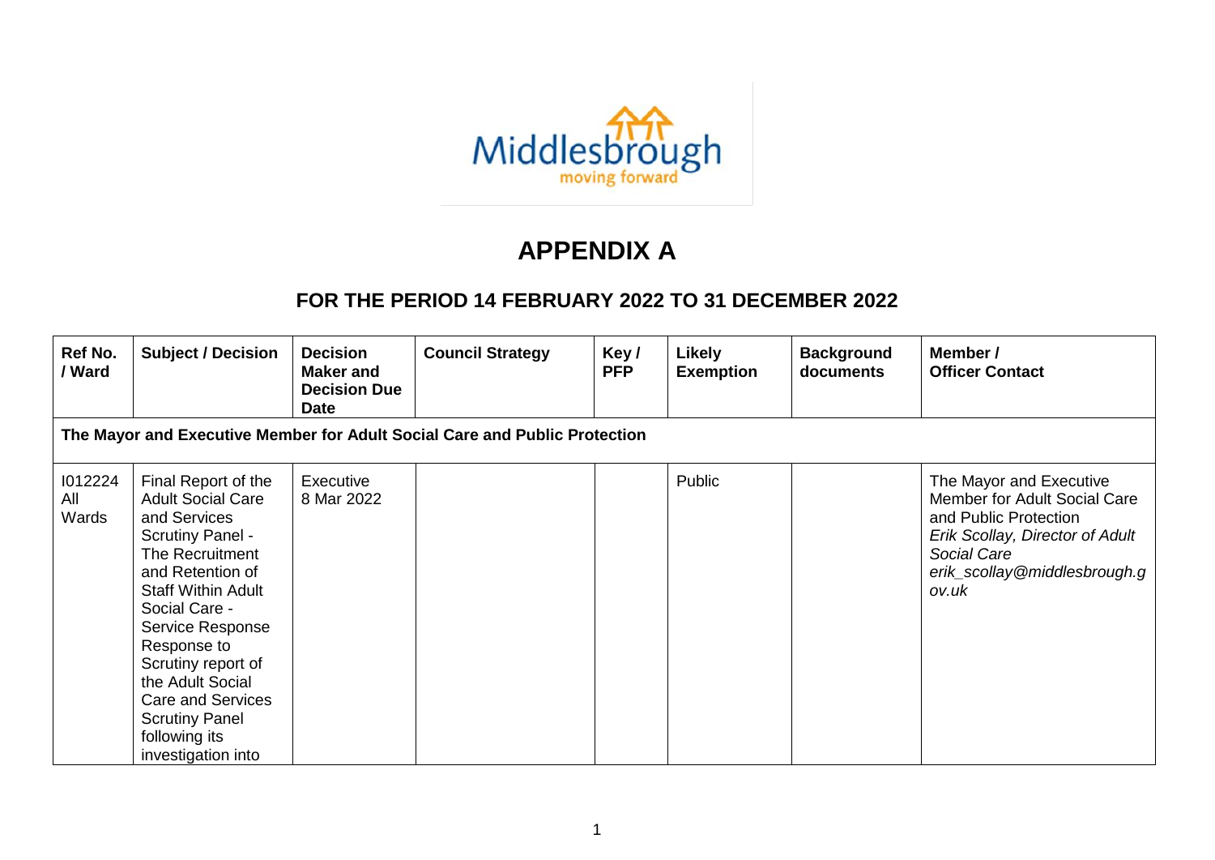Middlesbrough
moving forward

# APPENDIX A

## FOR THE PERIOD 14 FEBRUARY 2022 TO 31 DECEMBER 2022

| Ref No. / Ward | Subject / Decision | Decision Maker and Decision Due Date | Council Strategy | Key / PFP | Likely Exemption | Background documents | Member / Officer Contact |
|---|---|---|---|---|---|---|---|
| **The Mayor and Executive Member for Adult Social Care and Public Protection** | | | | | | | |
| I012224 All Wards | Final Report of the Adult Social Care and Services Scrutiny Panel - The Recruitment and Retention of Staff Within Adult Social Care - Service Response Response to Scrutiny report of the Adult Social Care and Services Scrutiny Panel following its investigation into | Executive 8 Mar 2022 | | | Public | | The Mayor and Executive Member for Adult Social Care and Public Protection *Erik Scollay, Director of Adult Social Care erik_scollay@middlesbrough.gov.uk* |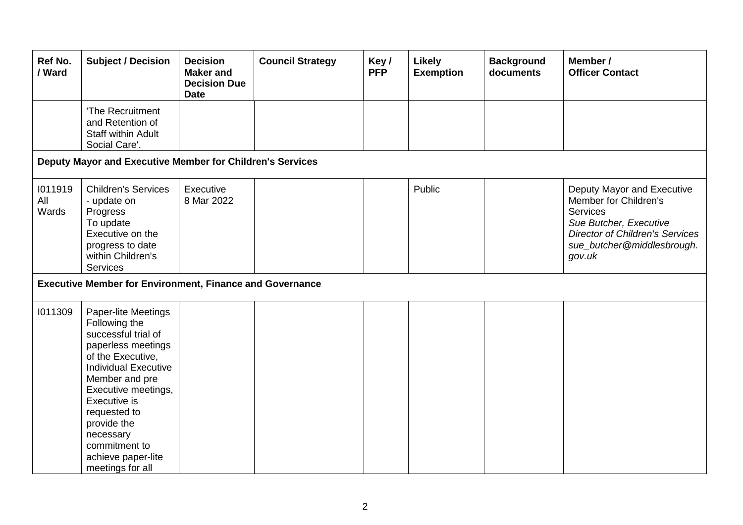| Ref No. / Ward | Subject / Decision | Decision Maker and Decision Due Date | Council Strategy | Key / PFP | Likely Exemption | Background documents | Member / Officer Contact |
|---|---|---|---|---|---|---|---|
| | 'The Recruitment and Retention of Staff within Adult Social Care'. | | | | | | |
| **Deputy Mayor and Executive Member for Children's Services** | | | | | | | |
| I011919 All Wards | Children's Services - update on Progress To update Executive on the progress to date within Children's Services | Executive 8 Mar 2022 | | | Public | | Deputy Mayor and Executive Member for Children's Services *Sue Butcher, Executive Director of Children's Services sue_butcher@middlesbrough.gov.uk* |
| **Executive Member for Environment, Finance and Governance** | | | | | | | |
| I011309 | Paper-lite Meetings Following the successful trial of paperless meetings of the Executive, Individual Executive Member and pre Executive meetings, Executive is requested to provide the necessary commitment to achieve paper-lite meetings for all | | | | | | |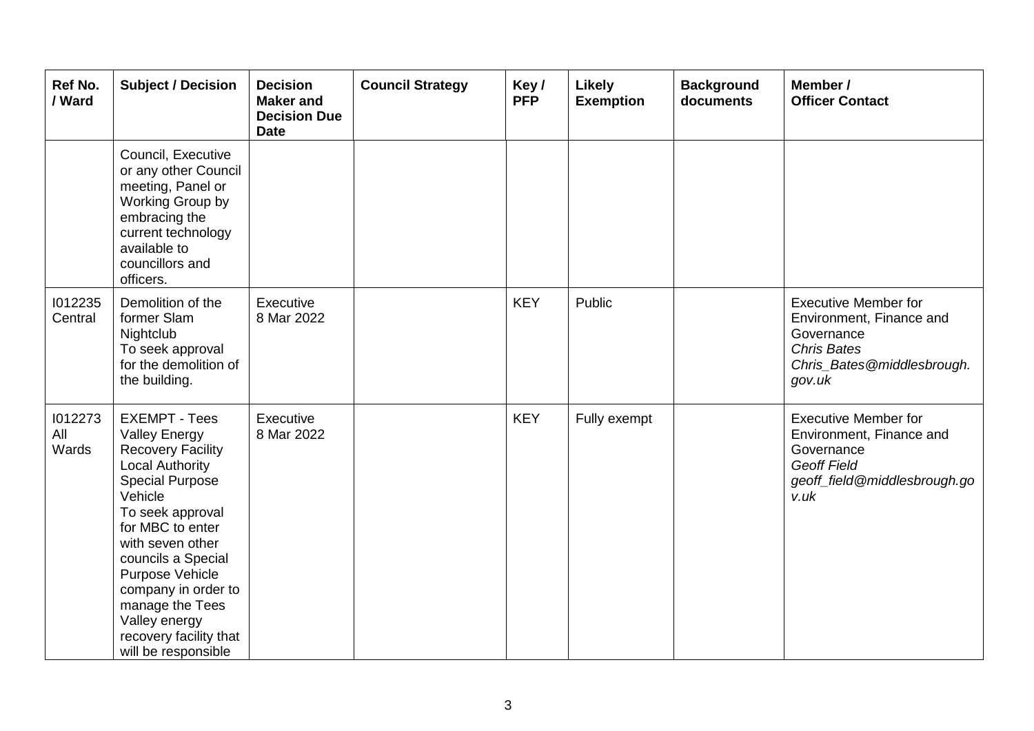| Ref No. / Ward | Subject / Decision | Decision Maker and Decision Due Date | Council Strategy | Key / PFP | Likely Exemption | Background documents | Member / Officer Contact |
|---|---|---|---|---|---|---|---|
| | Council, Executive or any other Council meeting, Panel or Working Group by embracing the current technology available to councillors and officers. | | | | | | |
| I012235 Central | Demolition of the former Slam Nightclub To seek approval for the demolition of the building. | Executive 8 Mar 2022 | | KEY | Public | | Executive Member for Environment, Finance and Governance *Chris Bates* *Chris_Bates@middlesbrough.gov.uk* |
| I012273 All Wards | EXEMPT - Tees Valley Energy Recovery Facility Local Authority Special Purpose Vehicle To seek approval for MBC to enter with seven other councils a Special Purpose Vehicle company in order to manage the Tees Valley energy recovery facility that will be responsible | Executive 8 Mar 2022 | | KEY | Fully exempt | | Executive Member for Environment, Finance and Governance *Geoff Field* *geoff_field@middlesbrough.gov.uk* |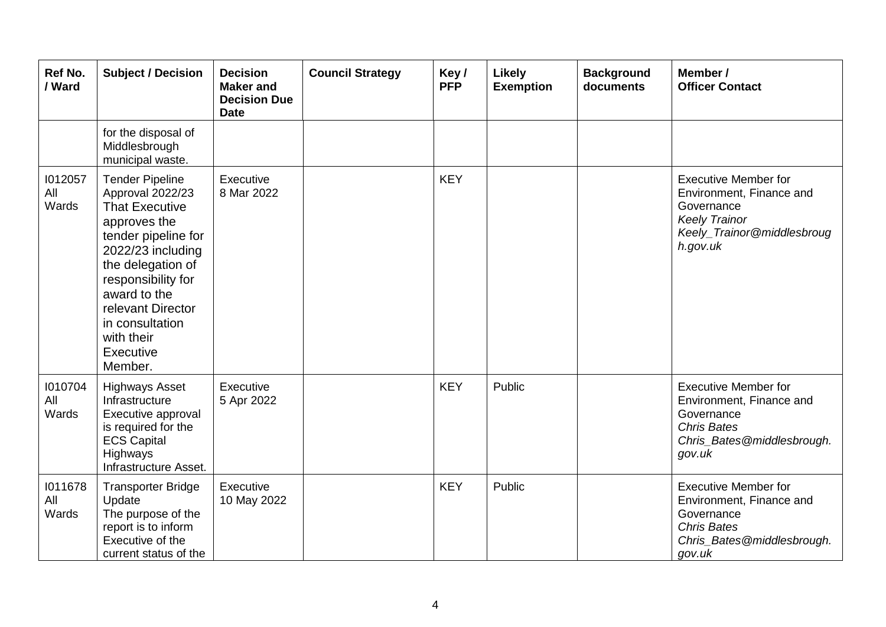| Ref No. / Ward | Subject / Decision | Decision Maker and Decision Due Date | Council Strategy | Key / PFP | Likely Exemption | Background documents | Member / Officer Contact |
|---|---|---|---|---|---|---|---|
| | for the disposal of Middlesbrough municipal waste. | | | | | | |
| I012057 All Wards | Tender Pipeline Approval 2022/23 That Executive approves the tender pipeline for 2022/23 including the delegation of responsibility for award to the relevant Director in consultation with their Executive Member. | Executive 8 Mar 2022 | | KEY | | | Executive Member for Environment, Finance and Governance *Keely Trainor* *Keely_Trainor@middlesbrough.gov.uk* |
| I010704 All Wards | Highways Asset Infrastructure Executive approval is required for the ECS Capital Highways Infrastructure Asset. | Executive 5 Apr 2022 | | KEY | Public | | Executive Member for Environment, Finance and Governance *Chris Bates* *Chris_Bates@middlesbrough.gov.uk* |
| I011678 All Wards | Transporter Bridge Update The purpose of the report is to inform Executive of the current status of the | Executive 10 May 2022 | | KEY | Public | | Executive Member for Environment, Finance and Governance *Chris Bates* *Chris_Bates@middlesbrough.gov.uk* |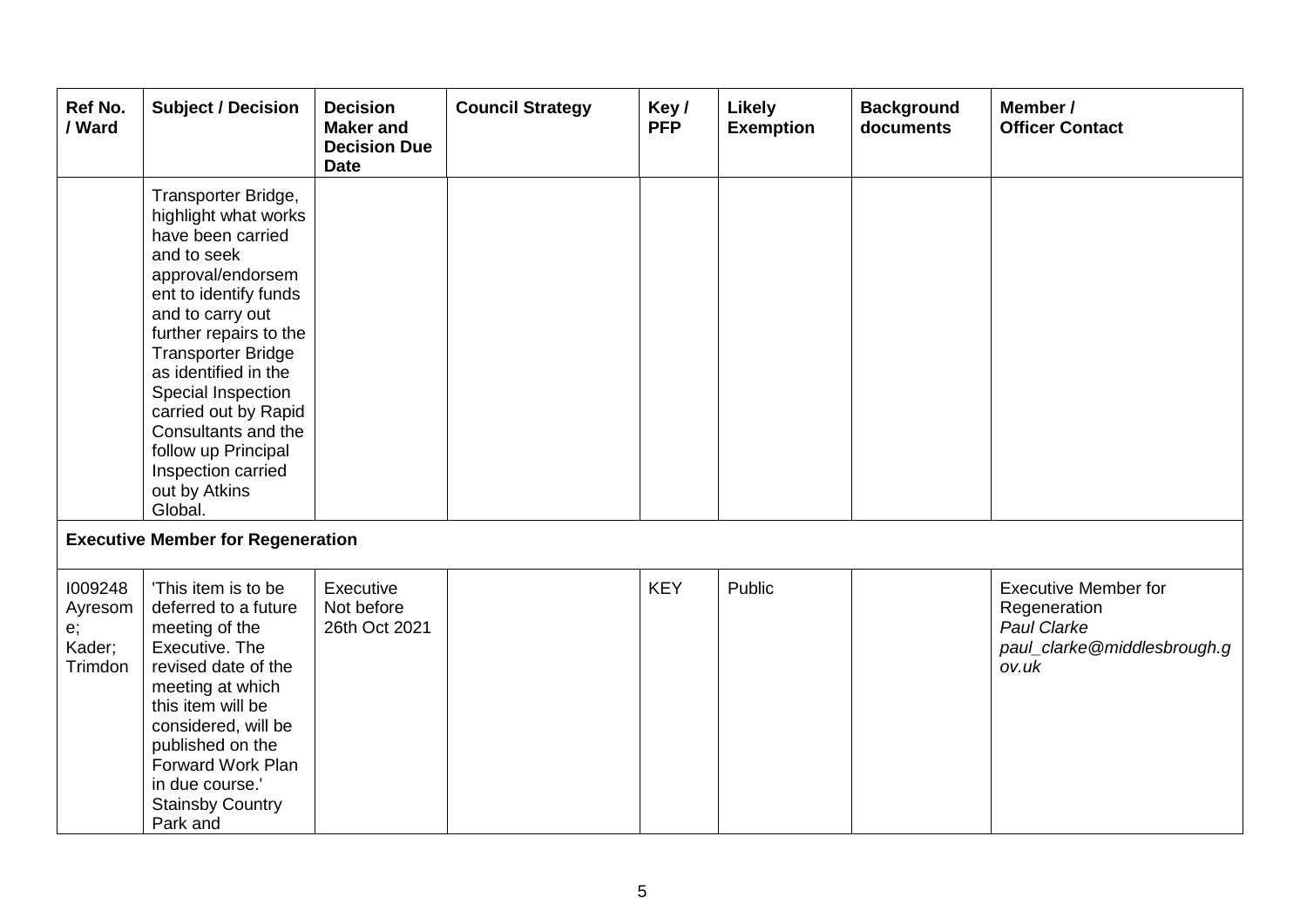| Ref No. / Ward | Subject / Decision | Decision Maker and Decision Due Date | Council Strategy | Key / PFP | Likely Exemption | Background documents | Member / Officer Contact |
|---|---|---|---|---|---|---|---|
| | Transporter Bridge, highlight what works have been carried and to seek approval/endorsement to identify funds and to carry out further repairs to the Transporter Bridge as identified in the Special Inspection carried out by Rapid Consultants and the follow up Principal Inspection carried out by Atkins Global. | | | | | | |
| **Executive Member for Regeneration** | | | | | | | |
| I009248 Ayresome; Kader; Trimdon | 'This item is to be deferred to a future meeting of the Executive. The revised date of the meeting at which this item will be considered, will be published on the Forward Work Plan in due course.' Stainsby Country Park and | Executive Not before 26th Oct 2021 | | KEY | Public | | Executive Member for Regeneration *Paul Clarke* *paul_clarke@middlesbrough.gov.uk* |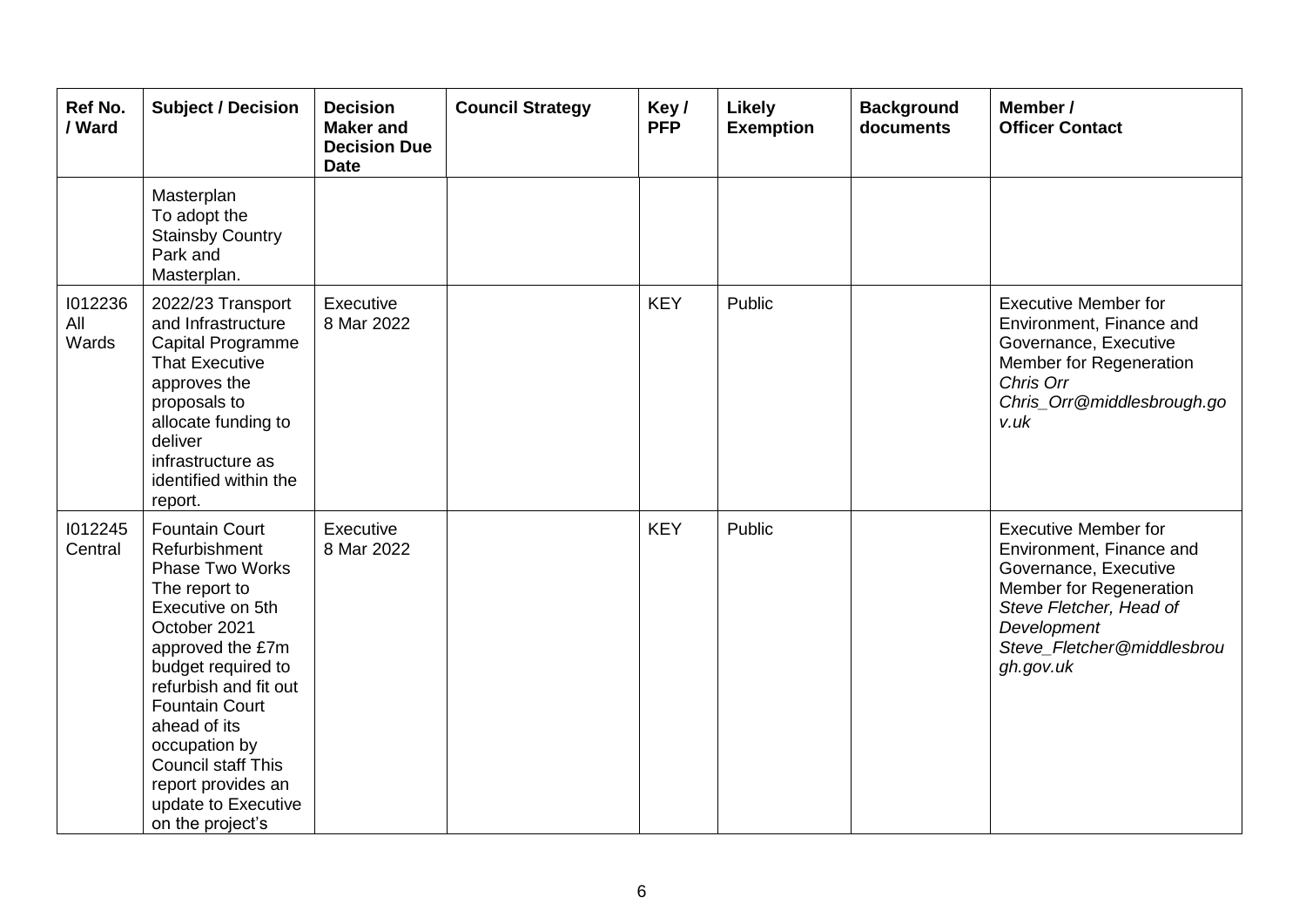| Ref No. / Ward | Subject / Decision | Decision Maker and Decision Due Date | Council Strategy | Key / PFP | Likely Exemption | Background documents | Member / Officer Contact |
|---|---|---|---|---|---|---|---|
| | Masterplan To adopt the Stainsby Country Park and Masterplan. | | | | | | |
| I012236 All Wards | 2022/23 Transport and Infrastructure Capital Programme That Executive approves the proposals to allocate funding to deliver infrastructure as identified within the report. | Executive 8 Mar 2022 | | KEY | Public | | Executive Member for Environment, Finance and Governance, Executive Member for Regeneration *Chris Orr* *Chris_Orr@middlesbrough.gov.uk* |
| I012245 Central | Fountain Court Refurbishment Phase Two Works The report to Executive on 5th October 2021 approved the £7m budget required to refurbish and fit out Fountain Court ahead of its occupation by Council staff This report provides an update to Executive on the project's | Executive 8 Mar 2022 | | KEY | Public | | Executive Member for Environment, Finance and Governance, Executive Member for Regeneration *Steve Fletcher, Head of Development* *Steve_Fletcher@middlesbrough.gov.uk* |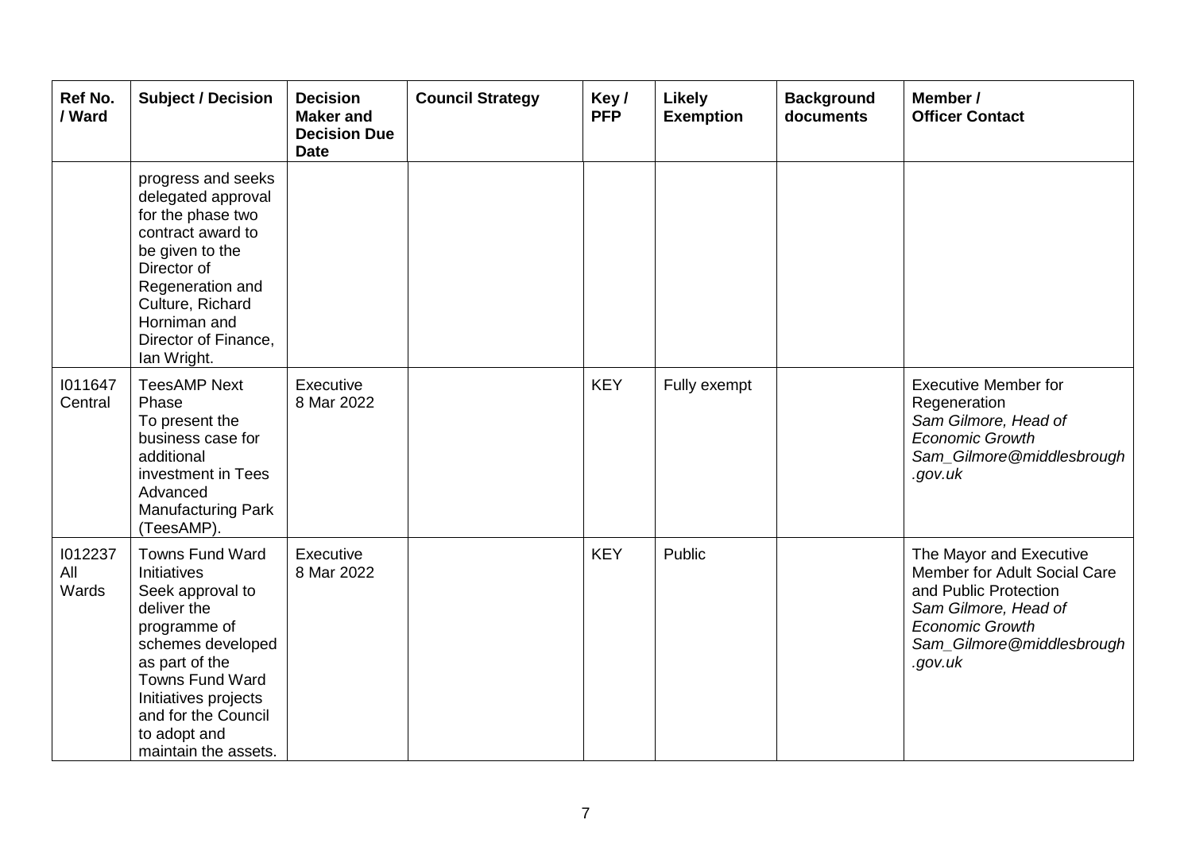| Ref No. / Ward | Subject / Decision | Decision Maker and Decision Due Date | Council Strategy | Key / PFP | Likely Exemption | Background documents | Member / Officer Contact |
|---|---|---|---|---|---|---|---|
| | progress and seeks delegated approval for the phase two contract award to be given to the Director of Regeneration and Culture, Richard Horniman and Director of Finance, Ian Wright. | | | | | | |
| I011647 Central | TeesAMP Next Phase<br>To present the business case for additional investment in Tees Advanced Manufacturing Park (TeesAMP). | Executive<br>8 Mar 2022 | | KEY | Fully exempt | | Executive Member for Regeneration<br>*Sam Gilmore, Head of Economic Growth*<br>*Sam_Gilmore@middlesbrough.gov.uk* |
| I012237 All Wards | Towns Fund Ward Initiatives<br>Seek approval to deliver the programme of schemes developed as part of the Towns Fund Ward Initiatives projects and for the Council to adopt and maintain the assets. | Executive<br>8 Mar 2022 | | KEY | Public | | The Mayor and Executive Member for Adult Social Care and Public Protection<br>*Sam Gilmore, Head of Economic Growth*<br>*Sam_Gilmore@middlesbrough.gov.uk* |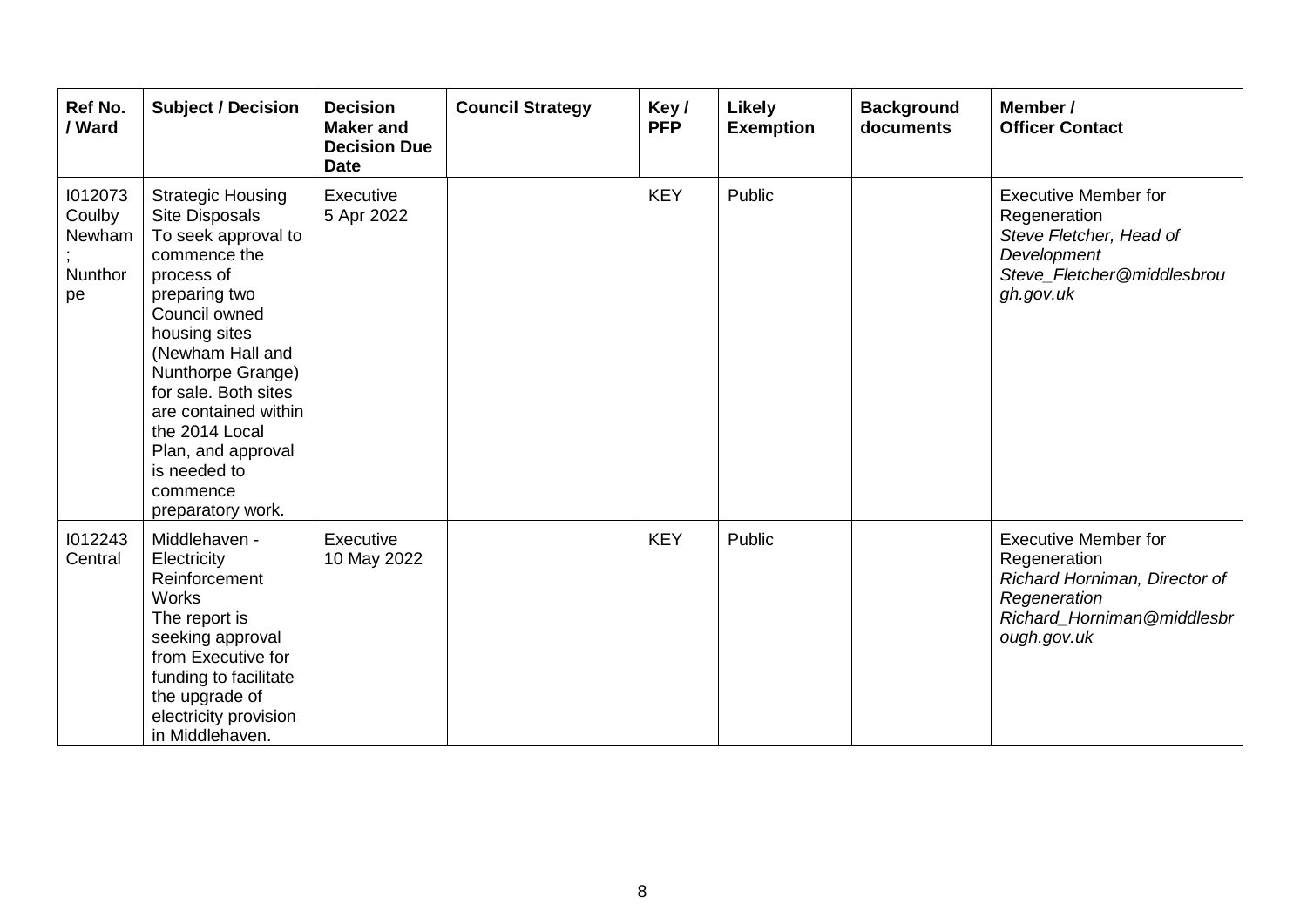| Ref No. / Ward | Subject / Decision | Decision Maker and Decision Due Date | Council Strategy | Key / PFP | Likely Exemption | Background documents | Member / Officer Contact |
|---|---|---|---|---|---|---|---|
| I012073 Coulby Newham; Nunthorpe | Strategic Housing Site Disposals<br>To seek approval to commence the process of preparing two Council owned housing sites (Newham Hall and Nunthorpe Grange) for sale. Both sites are contained within the 2014 Local Plan, and approval is needed to commence preparatory work. | Executive<br>5 Apr 2022 | | KEY | Public | | Executive Member for Regeneration<br>*Steve Fletcher, Head of Development*<br>*Steve_Fletcher@middlesbrough.gov.uk* |
| I012243 Central | Middlehaven - Electricity Reinforcement Works<br>The report is seeking approval from Executive for funding to facilitate the upgrade of electricity provision in Middlehaven. | Executive<br>10 May 2022 | | KEY | Public | | Executive Member for Regeneration<br>*Richard Horniman, Director of Regeneration*<br>*Richard_Horniman@middlesbrough.gov.uk* |